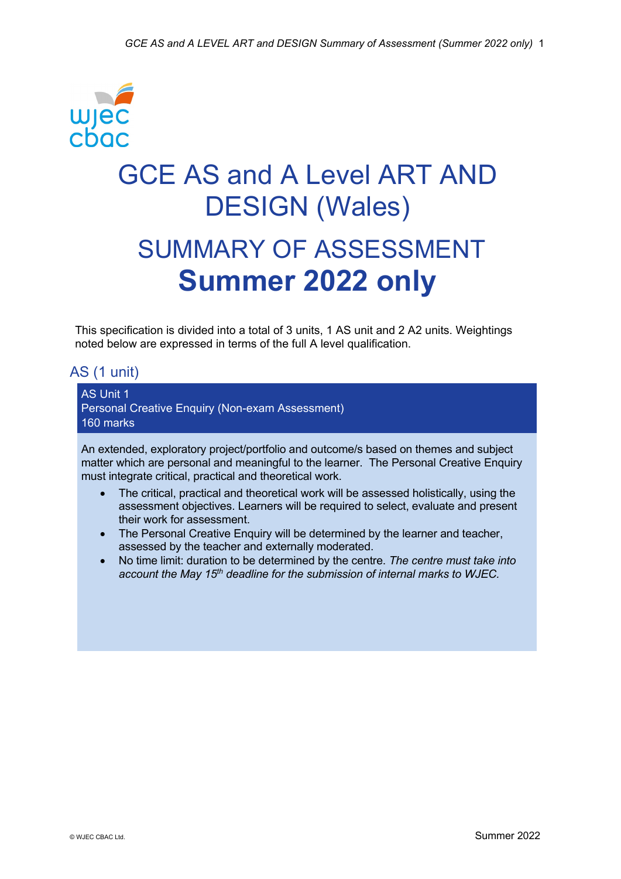# GCE AS and A Level ART AND DESIGN (Wales)

## SUMMARY OF ASSESSMENT

## Summer 2022 only

This specification is divided into a total of 3 units, 1 AS unit and 2 A2 units. Weightings noted below are expressed in terms of the full A level qualification.

### AS (1 unit)

**AS Unit 1**
**Personal Creative Enquiry (Non-exam Assessment)**
**160 marks**

An extended, exploratory project/portfolio and outcome/s based on themes and subject matter which are personal and meaningful to the learner. The Personal Creative Enquiry must integrate critical, practical and theoretical work.

- The critical, practical and theoretical work will be assessed holistically, using the assessment objectives. Learners will be required to select, evaluate and present their work for assessment.
- The Personal Creative Enquiry will be determined by the learner and teacher, assessed by the teacher and externally moderated.
- No time limit: duration to be determined by the centre. *The centre must take into account the May 15th deadline for the submission of internal marks to WJEC.*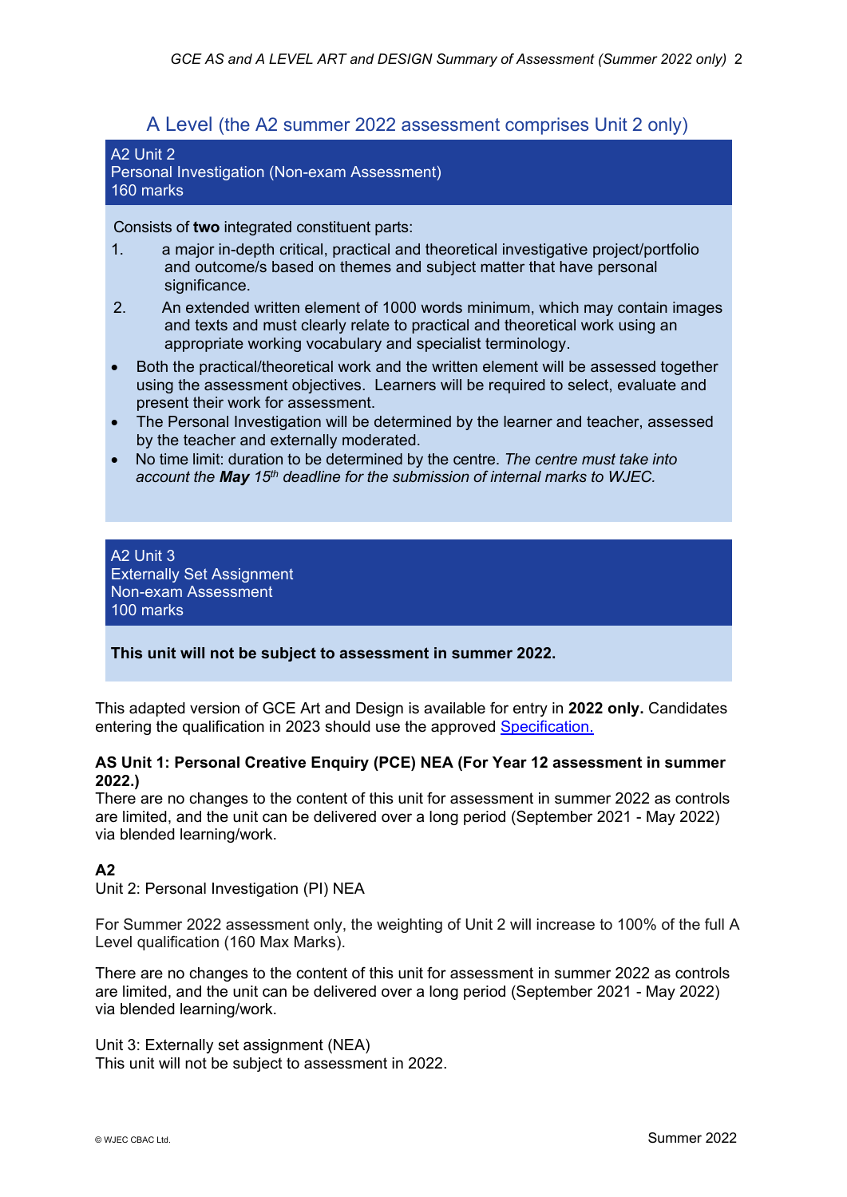## A Level (the A2 summer 2022 assessment comprises Unit 2 only)

**A2 Unit 2**
**Personal Investigation (Non-exam Assessment)**
**160 marks**

Consists of **two** integrated constituent parts:

1. a major in-depth critical, practical and theoretical investigative project/portfolio and outcome/s based on themes and subject matter that have personal significance.
2. An extended written element of 1000 words minimum, which may contain images and texts and must clearly relate to practical and theoretical work using an appropriate working vocabulary and specialist terminology.

- Both the practical/theoretical work and the written element will be assessed together using the assessment objectives. Learners will be required to select, evaluate and present their work for assessment.
- The Personal Investigation will be determined by the learner and teacher, assessed by the teacher and externally moderated.
- No time limit: duration to be determined by the centre. *The centre must take into account the **May** 15th deadline for the submission of internal marks to WJEC.*

**A2 Unit 3**
**Externally Set Assignment**
**Non-exam Assessment**
**100 marks**

**This unit will not be subject to assessment in summer 2022.**

This adapted version of GCE Art and Design is available for entry in **2022 only.** Candidates entering the qualification in 2023 should use the approved [Specification.]()

**AS Unit 1: Personal Creative Enquiry (PCE) NEA (For Year 12 assessment in summer 2022.)**
There are no changes to the content of this unit for assessment in summer 2022 as controls are limited, and the unit can be delivered over a long period (September 2021 - May 2022) via blended learning/work.

**A2**
Unit 2: Personal Investigation (PI) NEA

For Summer 2022 assessment only, the weighting of Unit 2 will increase to 100% of the full A Level qualification (160 Max Marks).

There are no changes to the content of this unit for assessment in summer 2022 as controls are limited, and the unit can be delivered over a long period (September 2021 - May 2022) via blended learning/work.

Unit 3: Externally set assignment (NEA)
This unit will not be subject to assessment in 2022.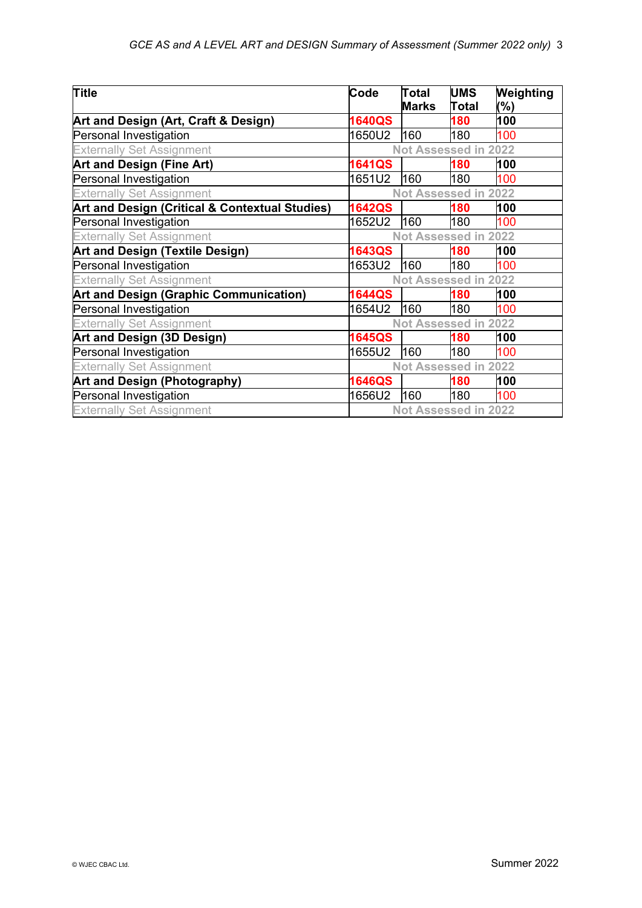| Title | Code | Total Marks | UMS Total | Weighting (%) |
|---|---|---|---|---|
| **Art and Design (Art, Craft & Design)** | **1640QS** | | **180** | **100** |
| Personal Investigation | 1650U2 | 160 | 180 | 100 |
| Externally Set Assignment | **Not Assessed in 2022** | | | |
| **Art and Design (Fine Art)** | **1641QS** | | **180** | **100** |
| Personal Investigation | 1651U2 | 160 | 180 | 100 |
| Externally Set Assignment | **Not Assessed in 2022** | | | |
| **Art and Design (Critical & Contextual Studies)** | **1642QS** | | **180** | **100** |
| Personal Investigation | 1652U2 | 160 | 180 | 100 |
| Externally Set Assignment | **Not Assessed in 2022** | | | |
| **Art and Design (Textile Design)** | **1643QS** | | **180** | **100** |
| Personal Investigation | 1653U2 | 160 | 180 | 100 |
| Externally Set Assignment | **Not Assessed in 2022** | | | |
| **Art and Design (Graphic Communication)** | **1644QS** | | **180** | **100** |
| Personal Investigation | 1654U2 | 160 | 180 | 100 |
| Externally Set Assignment | **Not Assessed in 2022** | | | |
| **Art and Design (3D Design)** | **1645QS** | | **180** | **100** |
| Personal Investigation | 1655U2 | 160 | 180 | 100 |
| Externally Set Assignment | **Not Assessed in 2022** | | | |
| **Art and Design (Photography)** | **1646QS** | | **180** | **100** |
| Personal Investigation | 1656U2 | 160 | 180 | 100 |
| Externally Set Assignment | **Not Assessed in 2022** | | | |